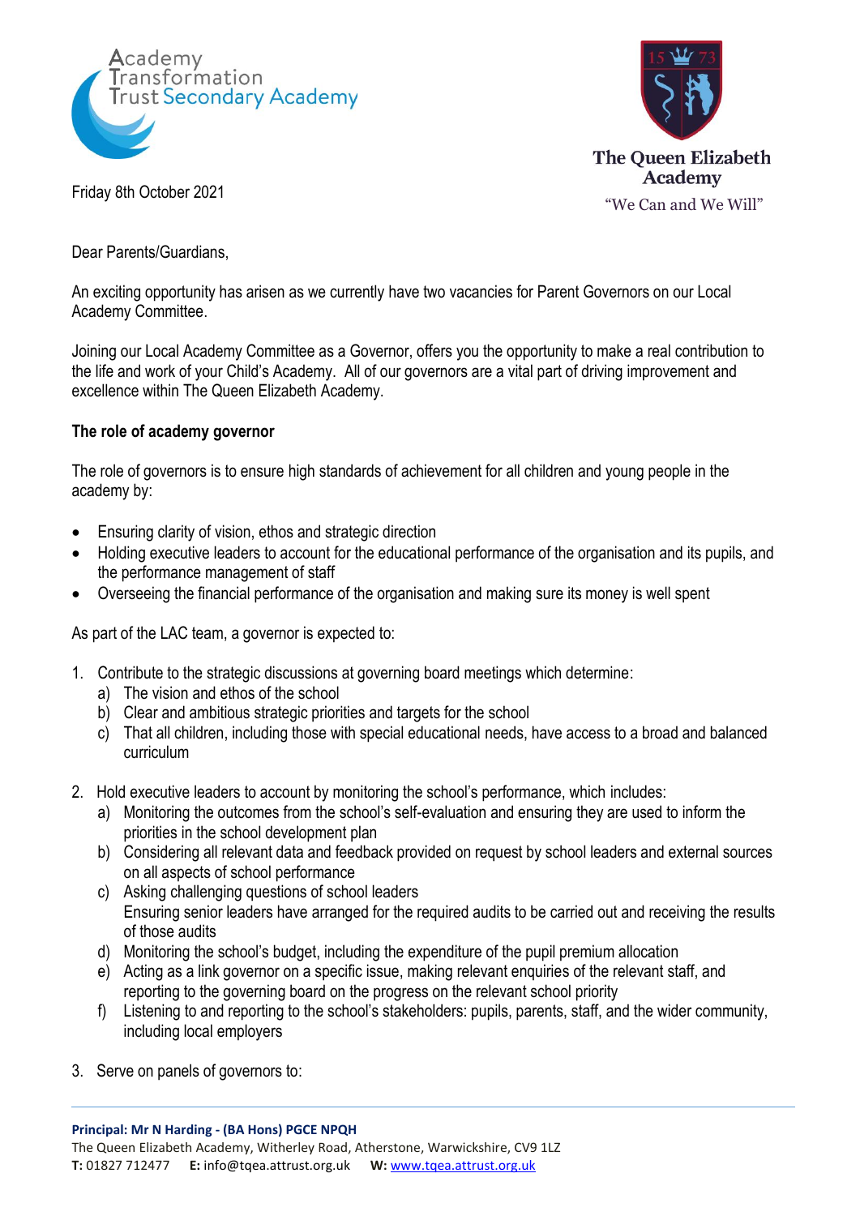Academy Transformation Trust Secondary Academy

The Queen Elizabeth Academy
"We Can and We Will"

Friday 8th October 2021

Dear Parents/Guardians,

An exciting opportunity has arisen as we currently have two vacancies for Parent Governors on our Local Academy Committee.

Joining our Local Academy Committee as a Governor, offers you the opportunity to make a real contribution to the life and work of your Child's Academy. All of our governors are a vital part of driving improvement and excellence within The Queen Elizabeth Academy.

**The role of academy governor**

The role of governors is to ensure high standards of achievement for all children and young people in the academy by:

- Ensuring clarity of vision, ethos and strategic direction
- Holding executive leaders to account for the educational performance of the organisation and its pupils, and the performance management of staff
- Overseeing the financial performance of the organisation and making sure its money is well spent

As part of the LAC team, a governor is expected to:

1. Contribute to the strategic discussions at governing board meetings which determine:
   a) The vision and ethos of the school
   b) Clear and ambitious strategic priorities and targets for the school
   c) That all children, including those with special educational needs, have access to a broad and balanced curriculum

2. Hold executive leaders to account by monitoring the school's performance, which includes:
   a) Monitoring the outcomes from the school's self-evaluation and ensuring they are used to inform the priorities in the school development plan
   b) Considering all relevant data and feedback provided on request by school leaders and external sources on all aspects of school performance
   c) Asking challenging questions of school leaders
      Ensuring senior leaders have arranged for the required audits to be carried out and receiving the results of those audits
   d) Monitoring the school's budget, including the expenditure of the pupil premium allocation
   e) Acting as a link governor on a specific issue, making relevant enquiries of the relevant staff, and reporting to the governing board on the progress on the relevant school priority
   f) Listening to and reporting to the school's stakeholders: pupils, parents, staff, and the wider community, including local employers

3. Serve on panels of governors to:

**Principal: Mr N Harding - (BA Hons) PGCE NPQH**
The Queen Elizabeth Academy, Witherley Road, Atherstone, Warwickshire, CV9 1LZ
**T:** 01827 712477 **E:** info@tqea.attrust.org.uk **W:** www.tqea.attrust.org.uk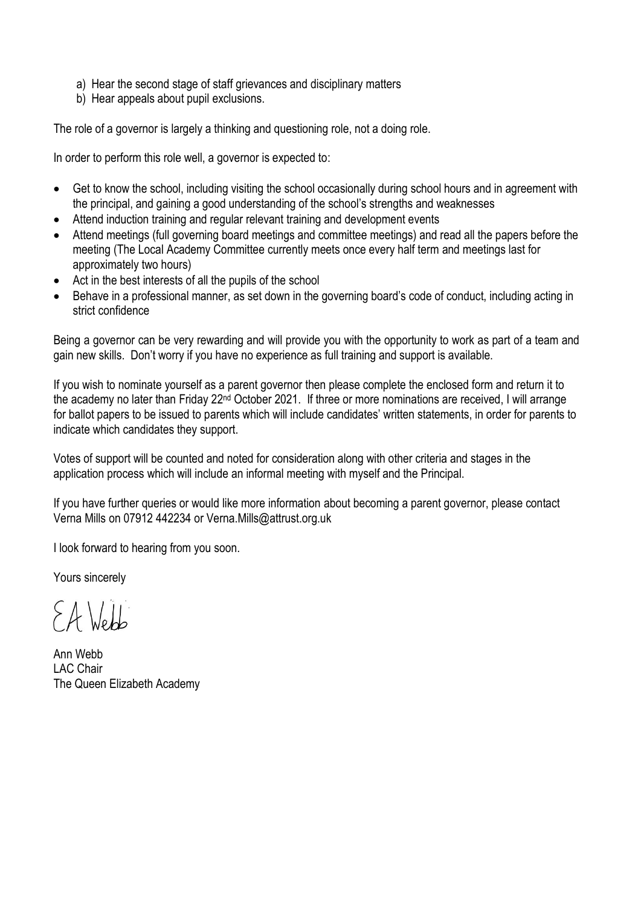a) Hear the second stage of staff grievances and disciplinary matters
b) Hear appeals about pupil exclusions.

The role of a governor is largely a thinking and questioning role, not a doing role.

In order to perform this role well, a governor is expected to:

- Get to know the school, including visiting the school occasionally during school hours and in agreement with the principal, and gaining a good understanding of the school's strengths and weaknesses
- Attend induction training and regular relevant training and development events
- Attend meetings (full governing board meetings and committee meetings) and read all the papers before the meeting (The Local Academy Committee currently meets once every half term and meetings last for approximately two hours)
- Act in the best interests of all the pupils of the school
- Behave in a professional manner, as set down in the governing board's code of conduct, including acting in strict confidence

Being a governor can be very rewarding and will provide you with the opportunity to work as part of a team and gain new skills. Don't worry if you have no experience as full training and support is available.

If you wish to nominate yourself as a parent governor then please complete the enclosed form and return it to the academy no later than Friday 22nd October 2021. If three or more nominations are received, I will arrange for ballot papers to be issued to parents which will include candidates' written statements, in order for parents to indicate which candidates they support.

Votes of support will be counted and noted for consideration along with other criteria and stages in the application process which will include an informal meeting with myself and the Principal.

If you have further queries or would like more information about becoming a parent governor, please contact Verna Mills on 07912 442234 or Verna.Mills@attrust.org.uk

I look forward to hearing from you soon.

Yours sincerely

EA Webb

Ann Webb
LAC Chair
The Queen Elizabeth Academy